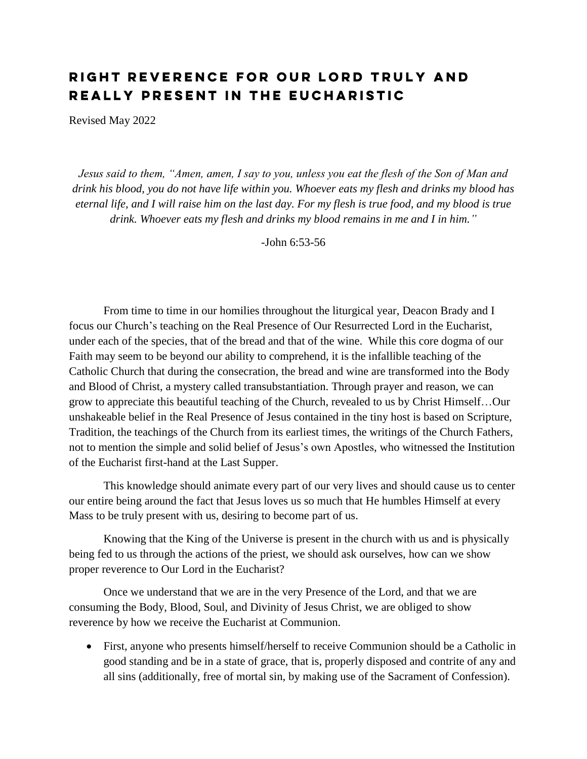# Right Reverence for Our Lord Truly and Really Present in the Eucharistic

Revised May 2022

*Jesus said to them, "Amen, amen, I say to you, unless you eat the flesh of the Son of Man and drink his blood, you do not have life within you. Whoever eats my flesh and drinks my blood has eternal life, and I will raise him on the last day. For my flesh is true food, and my blood is true drink. Whoever eats my flesh and drinks my blood remains in me and I in him."*

-John 6:53-56

From time to time in our homilies throughout the liturgical year, Deacon Brady and I focus our Church's teaching on the Real Presence of Our Resurrected Lord in the Eucharist, under each of the species, that of the bread and that of the wine. While this core dogma of our Faith may seem to be beyond our ability to comprehend, it is the infallible teaching of the Catholic Church that during the consecration, the bread and wine are transformed into the Body and Blood of Christ, a mystery called transubstantiation. Through prayer and reason, we can grow to appreciate this beautiful teaching of the Church, revealed to us by Christ Himself…Our unshakeable belief in the Real Presence of Jesus contained in the tiny host is based on Scripture, Tradition, the teachings of the Church from its earliest times, the writings of the Church Fathers, not to mention the simple and solid belief of Jesus's own Apostles, who witnessed the Institution of the Eucharist first-hand at the Last Supper.

This knowledge should animate every part of our very lives and should cause us to center our entire being around the fact that Jesus loves us so much that He humbles Himself at every Mass to be truly present with us, desiring to become part of us.

Knowing that the King of the Universe is present in the church with us and is physically being fed to us through the actions of the priest, we should ask ourselves, how can we show proper reverence to Our Lord in the Eucharist?

Once we understand that we are in the very Presence of the Lord, and that we are consuming the Body, Blood, Soul, and Divinity of Jesus Christ, we are obliged to show reverence by how we receive the Eucharist at Communion.

- First, anyone who presents himself/herself to receive Communion should be a Catholic in good standing and be in a state of grace, that is, properly disposed and contrite of any and all sins (additionally, free of mortal sin, by making use of the Sacrament of Confession).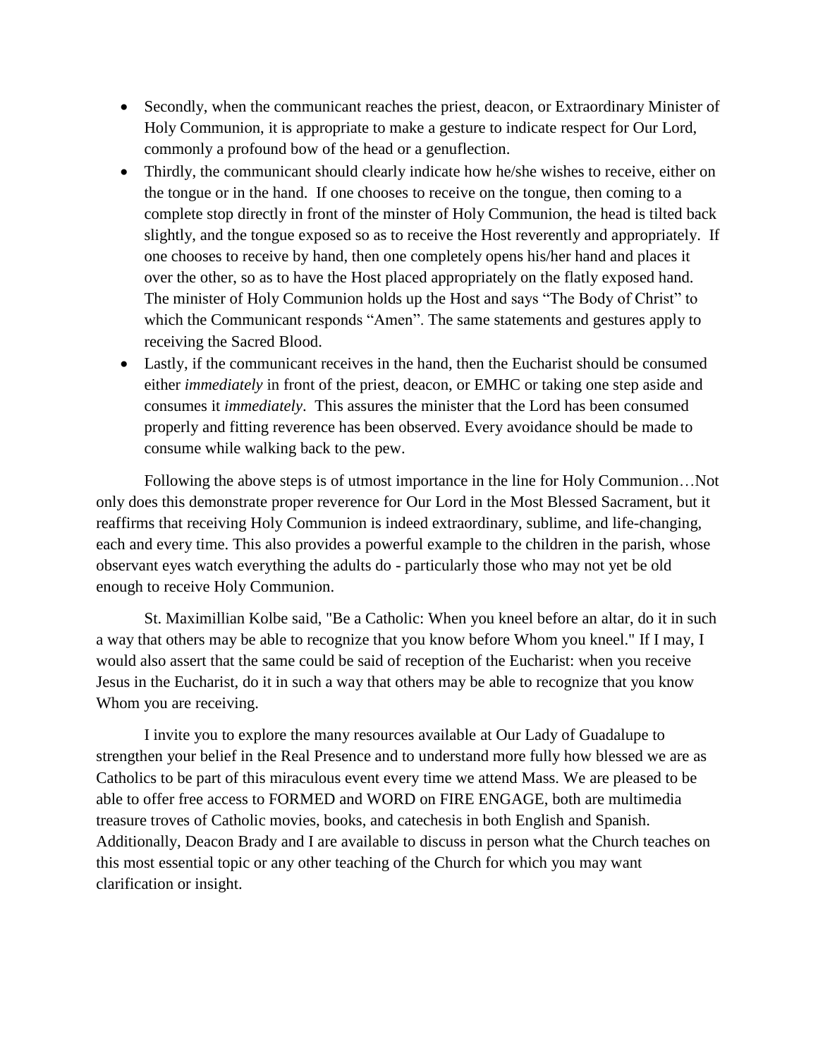- Secondly, when the communicant reaches the priest, deacon, or Extraordinary Minister of Holy Communion, it is appropriate to make a gesture to indicate respect for Our Lord, commonly a profound bow of the head or a genuflection.
- Thirdly, the communicant should clearly indicate how he/she wishes to receive, either on the tongue or in the hand. If one chooses to receive on the tongue, then coming to a complete stop directly in front of the minster of Holy Communion, the head is tilted back slightly, and the tongue exposed so as to receive the Host reverently and appropriately. If one chooses to receive by hand, then one completely opens his/her hand and places it over the other, so as to have the Host placed appropriately on the flatly exposed hand. The minister of Holy Communion holds up the Host and says "The Body of Christ" to which the Communicant responds "Amen". The same statements and gestures apply to receiving the Sacred Blood.
- Lastly, if the communicant receives in the hand, then the Eucharist should be consumed either *immediately* in front of the priest, deacon, or EMHC or taking one step aside and consumes it *immediately*. This assures the minister that the Lord has been consumed properly and fitting reverence has been observed. Every avoidance should be made to consume while walking back to the pew.

Following the above steps is of utmost importance in the line for Holy Communion…Not only does this demonstrate proper reverence for Our Lord in the Most Blessed Sacrament, but it reaffirms that receiving Holy Communion is indeed extraordinary, sublime, and life-changing, each and every time. This also provides a powerful example to the children in the parish, whose observant eyes watch everything the adults do - particularly those who may not yet be old enough to receive Holy Communion.

St. Maximillian Kolbe said, "Be a Catholic: When you kneel before an altar, do it in such a way that others may be able to recognize that you know before Whom you kneel." If I may, I would also assert that the same could be said of reception of the Eucharist: when you receive Jesus in the Eucharist, do it in such a way that others may be able to recognize that you know Whom you are receiving.

I invite you to explore the many resources available at Our Lady of Guadalupe to strengthen your belief in the Real Presence and to understand more fully how blessed we are as Catholics to be part of this miraculous event every time we attend Mass. We are pleased to be able to offer free access to FORMED and WORD on FIRE ENGAGE, both are multimedia treasure troves of Catholic movies, books, and catechesis in both English and Spanish. Additionally, Deacon Brady and I are available to discuss in person what the Church teaches on this most essential topic or any other teaching of the Church for which you may want clarification or insight.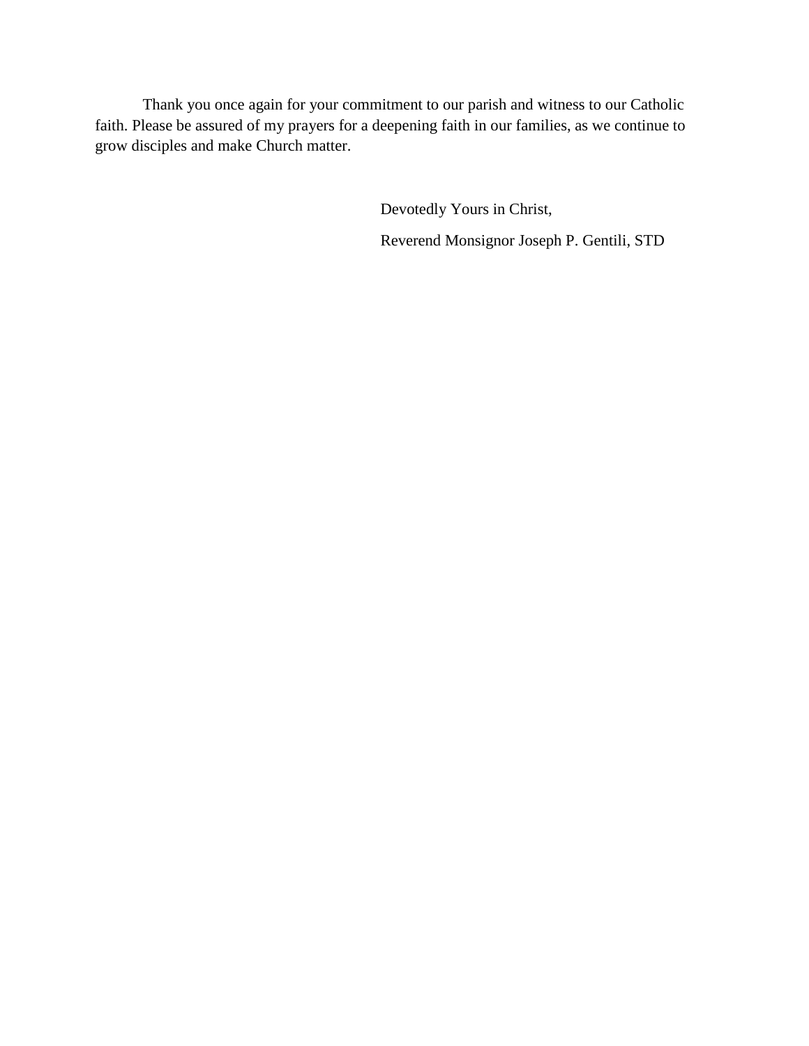Thank you once again for your commitment to our parish and witness to our Catholic faith. Please be assured of my prayers for a deepening faith in our families, as we continue to grow disciples and make Church matter.

Devotedly Yours in Christ,

Reverend Monsignor Joseph P. Gentili, STD